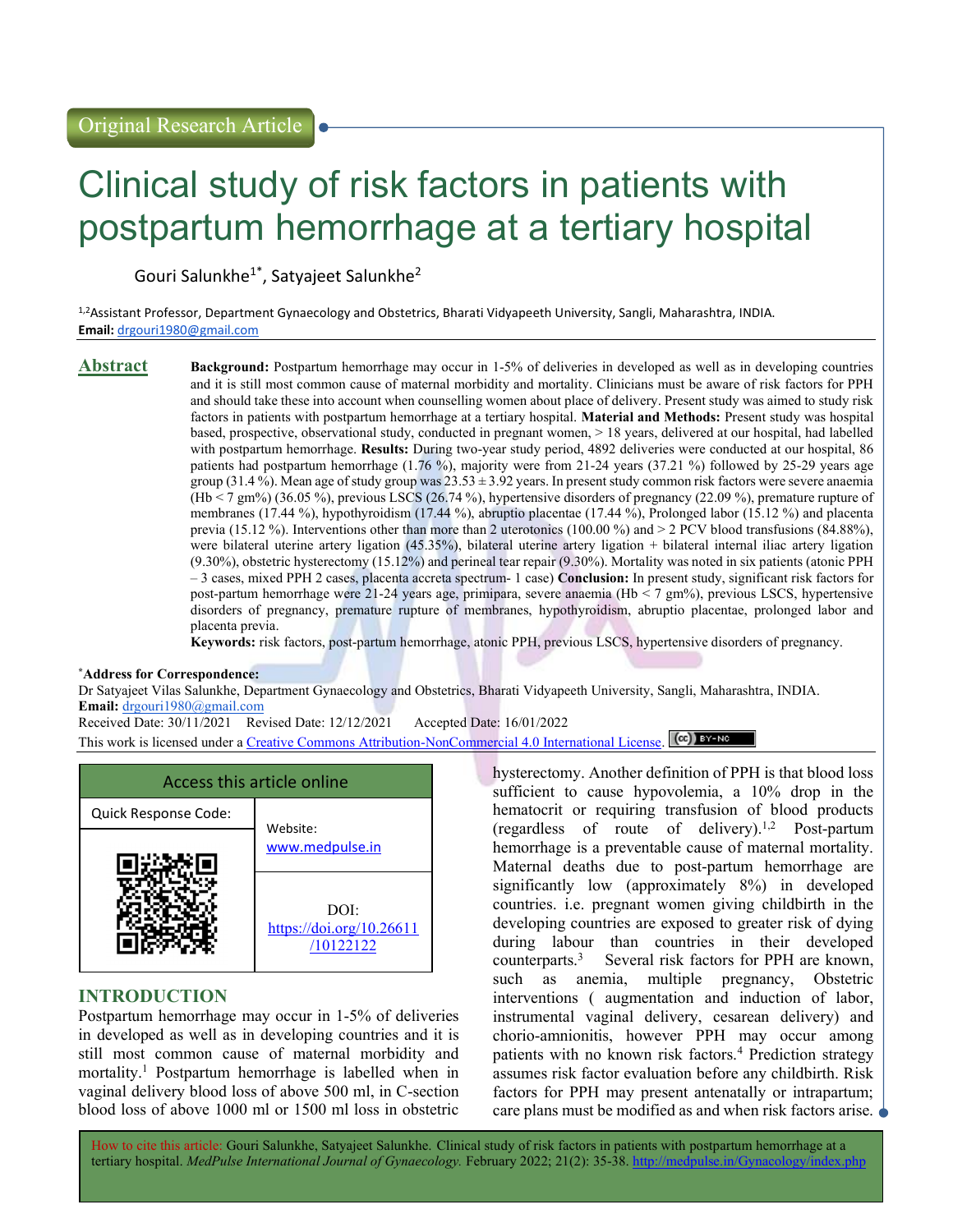Original Research Article

# Clinical study of risk factors in patients with postpartum hemorrhage at a tertiary hospital

Gouri Salunkhe[1*], Satyajeet Salunkhe[2]

[1,2]Assistant Professor, Department Gynaecology and Obstetrics, Bharati Vidyapeeth University, Sangli, Maharashtra, INDIA.
**Email:** drgouri1980@gmail.com

## Abstract

**Background:** Postpartum hemorrhage may occur in 1-5% of deliveries in developed as well as in developing countries and it is still most common cause of maternal morbidity and mortality. Clinicians must be aware of risk factors for PPH and should take these into account when counselling women about place of delivery. Present study was aimed to study risk factors in patients with postpartum hemorrhage at a tertiary hospital. **Material and Methods:** Present study was hospital based, prospective, observational study, conducted in pregnant women, > 18 years, delivered at our hospital, had labelled with postpartum hemorrhage. **Results:** During two-year study period, 4892 deliveries were conducted at our hospital, 86 patients had postpartum hemorrhage (1.76 %), majority were from 21-24 years (37.21 %) followed by 25-29 years age group (31.4 %). Mean age of study group was 23.53 ± 3.92 years. In present study common risk factors were severe anaemia (Hb < 7 gm%) (36.05 %), previous LSCS (26.74 %), hypertensive disorders of pregnancy (22.09 %), premature rupture of membranes (17.44 %), hypothyroidism (17.44 %), abruptio placentae (17.44 %), Prolonged labor (15.12 %) and placenta previa (15.12 %). Interventions other than more than 2 uterotonics (100.00 %) and > 2 PCV blood transfusions (84.88%), were bilateral uterine artery ligation (45.35%), bilateral uterine artery ligation + bilateral internal iliac artery ligation (9.30%), obstetric hysterectomy (15.12%) and perineal tear repair (9.30%). Mortality was noted in six patients (atonic PPH – 3 cases, mixed PPH 2 cases, placenta accreta spectrum- 1 case) **Conclusion:** In present study, significant risk factors for post-partum hemorrhage were 21-24 years age, primipara, severe anaemia (Hb < 7 gm%), previous LSCS, hypertensive disorders of pregnancy, premature rupture of membranes, hypothyroidism, abruptio placentae, prolonged labor and placenta previa.

**Keywords:** risk factors, post-partum hemorrhage, atonic PPH, previous LSCS, hypertensive disorders of pregnancy.

***Address for Correspondence:**
Dr Satyajeet Vilas Salunkhe, Department Gynaecology and Obstetrics, Bharati Vidyapeeth University, Sangli, Maharashtra, INDIA.
**Email:** drgouri1980@gmail.com
Received Date: 30/11/2021 Revised Date: 12/12/2021 Accepted Date: 16/01/2022
This work is licensed under a Creative Commons Attribution-NonCommercial 4.0 International License.

| Access this article online | |
|---|---|
| Quick Response Code: | Website: www.medpulse.in |
| | DOI: https://doi.org/10.26611/10122122 |

## INTRODUCTION

Postpartum hemorrhage may occur in 1-5% of deliveries in developed as well as in developing countries and it is still most common cause of maternal morbidity and mortality.[1] Postpartum hemorrhage is labelled when in vaginal delivery blood loss of above 500 ml, in C-section blood loss of above 1000 ml or 1500 ml loss in obstetric hysterectomy. Another definition of PPH is that blood loss sufficient to cause hypovolemia, a 10% drop in the hematocrit or requiring transfusion of blood products (regardless of route of delivery).[1,2] Post-partum hemorrhage is a preventable cause of maternal mortality. Maternal deaths due to post-partum hemorrhage are significantly low (approximately 8%) in developed countries. i.e. pregnant women giving childbirth in the developing countries are exposed to greater risk of dying during labour than countries in their developed counterparts.[3] Several risk factors for PPH are known, such as anemia, multiple pregnancy, Obstetric interventions ( augmentation and induction of labor, instrumental vaginal delivery, cesarean delivery) and chorio-amnionitis, however PPH may occur among patients with no known risk factors.[4] Prediction strategy assumes risk factor evaluation before any childbirth. Risk factors for PPH may present antenatally or intrapartum; care plans must be modified as and when risk factors arise.

How to cite this article: Gouri Salunkhe, Satyajeet Salunkhe. Clinical study of risk factors in patients with postpartum hemorrhage at a tertiary hospital. *MedPulse International Journal of Gynaecology.* February 2022; 21(2): 35-38. http://medpulse.in/Gynacology/index.php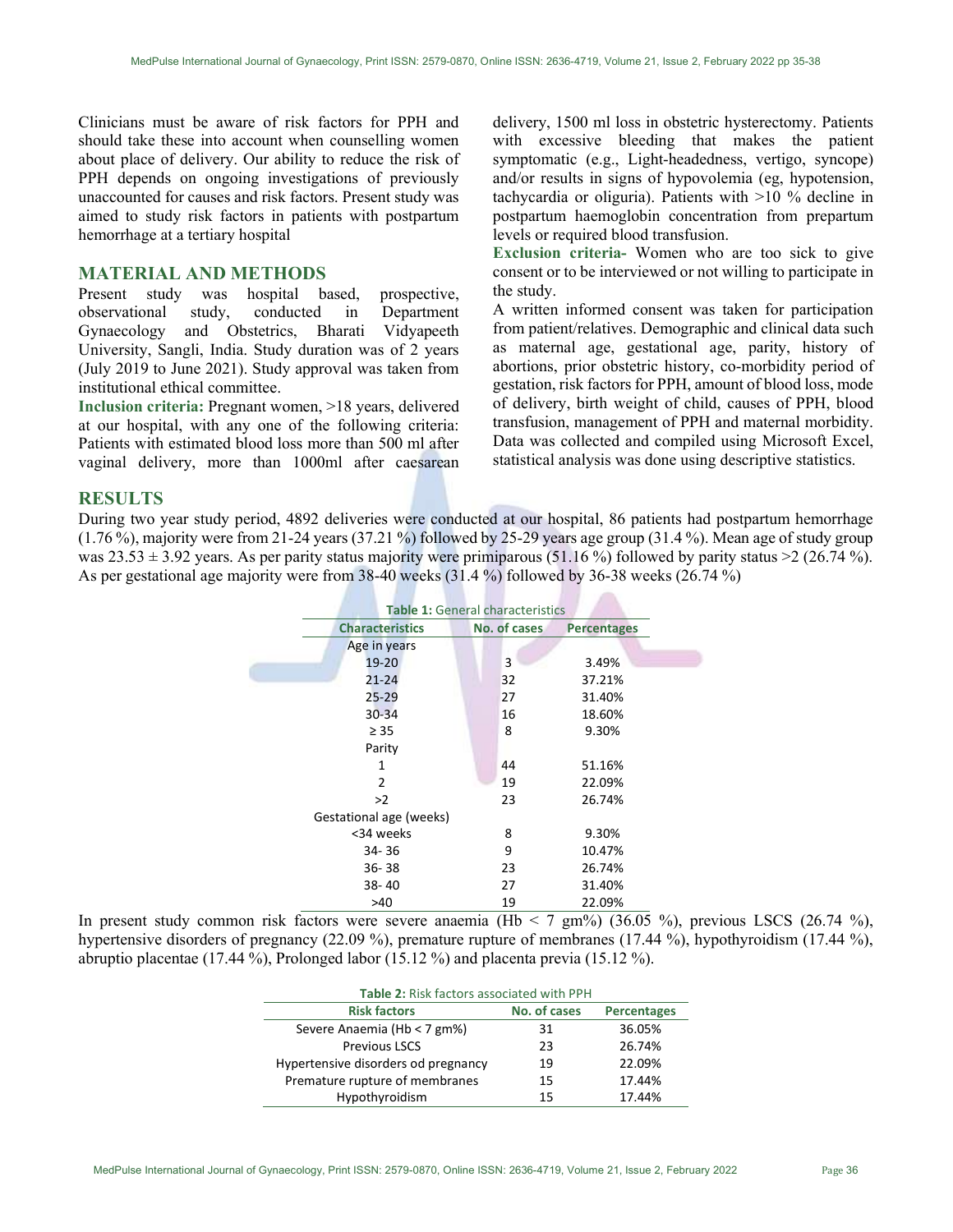Clinicians must be aware of risk factors for PPH and should take these into account when counselling women about place of delivery. Our ability to reduce the risk of PPH depends on ongoing investigations of previously unaccounted for causes and risk factors. Present study was aimed to study risk factors in patients with postpartum hemorrhage at a tertiary hospital

## MATERIAL AND METHODS

Present study was hospital based, prospective, observational study, conducted in Department Gynaecology and Obstetrics, Bharati Vidyapeeth University, Sangli, India. Study duration was of 2 years (July 2019 to June 2021). Study approval was taken from institutional ethical committee.

**Inclusion criteria:** Pregnant women, >18 years, delivered at our hospital, with any one of the following criteria: Patients with estimated blood loss more than 500 ml after vaginal delivery, more than 1000ml after caesarean delivery, 1500 ml loss in obstetric hysterectomy. Patients with excessive bleeding that makes the patient symptomatic (e.g., Light-headedness, vertigo, syncope) and/or results in signs of hypovolemia (eg, hypotension, tachycardia or oliguria). Patients with >10 % decline in postpartum haemoglobin concentration from prepartum levels or required blood transfusion.

**Exclusion criteria-** Women who are too sick to give consent or to be interviewed or not willing to participate in the study.

A written informed consent was taken for participation from patient/relatives. Demographic and clinical data such as maternal age, gestational age, parity, history of abortions, prior obstetric history, co-morbidity period of gestation, risk factors for PPH, amount of blood loss, mode of delivery, birth weight of child, causes of PPH, blood transfusion, management of PPH and maternal morbidity. Data was collected and compiled using Microsoft Excel, statistical analysis was done using descriptive statistics.

## RESULTS

During two year study period, 4892 deliveries were conducted at our hospital, 86 patients had postpartum hemorrhage (1.76 %), majority were from 21-24 years (37.21 %) followed by 25-29 years age group (31.4 %). Mean age of study group was 23.53 ± 3.92 years. As per parity status majority were primiparous (51.16 %) followed by parity status >2 (26.74 %). As per gestational age majority were from 38-40 weeks (31.4 %) followed by 36-38 weeks (26.74 %)

**Table 1:** General characteristics

| Characteristics | No. of cases | Percentages |
|---|---|---|
| Age in years | | |
| 19-20 | 3 | 3.49% |
| 21-24 | 32 | 37.21% |
| 25-29 | 27 | 31.40% |
| 30-34 | 16 | 18.60% |
| ≥ 35 | 8 | 9.30% |
| Parity | | |
| 1 | 44 | 51.16% |
| 2 | 19 | 22.09% |
| >2 | 23 | 26.74% |
| Gestational age (weeks) | | |
| <34 weeks | 8 | 9.30% |
| 34- 36 | 9 | 10.47% |
| 36- 38 | 23 | 26.74% |
| 38- 40 | 27 | 31.40% |
| >40 | 19 | 22.09% |

In present study common risk factors were severe anaemia (Hb < 7 gm%) (36.05 %), previous LSCS (26.74 %), hypertensive disorders of pregnancy (22.09 %), premature rupture of membranes (17.44 %), hypothyroidism (17.44 %), abruptio placentae (17.44 %), Prolonged labor (15.12 %) and placenta previa (15.12 %).

**Table 2:** Risk factors associated with PPH

| Risk factors | No. of cases | Percentages |
|---|---|---|
| Severe Anaemia (Hb < 7 gm%) | 31 | 36.05% |
| Previous LSCS | 23 | 26.74% |
| Hypertensive disorders od pregnancy | 19 | 22.09% |
| Premature rupture of membranes | 15 | 17.44% |
| Hypothyroidism | 15 | 17.44% |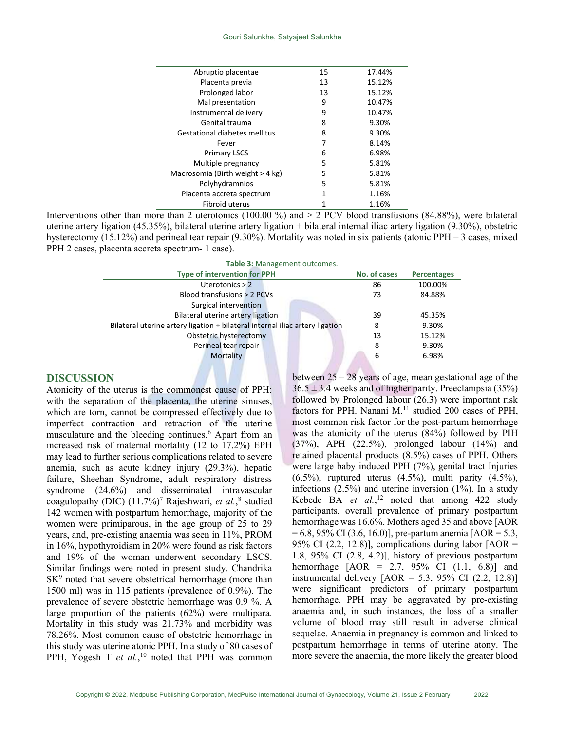| | | |
|---|---|---|
| Abruptio placentae | 15 | 17.44% |
| Placenta previa | 13 | 15.12% |
| Prolonged labor | 13 | 15.12% |
| Mal presentation | 9 | 10.47% |
| Instrumental delivery | 9 | 10.47% |
| Genital trauma | 8 | 9.30% |
| Gestational diabetes mellitus | 8 | 9.30% |
| Fever | 7 | 8.14% |
| Primary LSCS | 6 | 6.98% |
| Multiple pregnancy | 5 | 5.81% |
| Macrosomia (Birth weight > 4 kg) | 5 | 5.81% |
| Polyhydramnios | 5 | 5.81% |
| Placenta accreta spectrum | 1 | 1.16% |
| Fibroid uterus | 1 | 1.16% |

Interventions other than more than 2 uterotonics (100.00 %) and > 2 PCV blood transfusions (84.88%), were bilateral uterine artery ligation (45.35%), bilateral uterine artery ligation + bilateral internal iliac artery ligation (9.30%), obstetric hysterectomy (15.12%) and perineal tear repair (9.30%). Mortality was noted in six patients (atonic PPH – 3 cases, mixed PPH 2 cases, placenta accreta spectrum- 1 case).

**Table 3:** Management outcomes.

| Type of intervention for PPH | No. of cases | Percentages |
|---|---|---|
| Uterotonics > 2 | 86 | 100.00% |
| Blood transfusions > 2 PCVs | 73 | 84.88% |
| Surgical intervention | | |
| Bilateral uterine artery ligation | 39 | 45.35% |
| Bilateral uterine artery ligation + bilateral internal iliac artery ligation | 8 | 9.30% |
| Obstetric hysterectomy | 13 | 15.12% |
| Perineal tear repair | 8 | 9.30% |
| Mortality | 6 | 6.98% |

## DISCUSSION

Atonicity of the uterus is the commonest cause of PPH: with the separation of the placenta, the uterine sinuses, which are torn, cannot be compressed effectively due to imperfect contraction and retraction of the uterine musculature and the bleeding continues.[6] Apart from an increased risk of maternal mortality (12 to 17.2%) EPH may lead to further serious complications related to severe anemia, such as acute kidney injury (29.3%), hepatic failure, Sheehan Syndrome, adult respiratory distress syndrome (24.6%) and disseminated intravascular coagulopathy (DIC) (11.7%)[7] Rajeshwari, *et al.*,[8] studied 142 women with postpartum hemorrhage, majority of the women were primiparous, in the age group of 25 to 29 years, and, pre-existing anaemia was seen in 11%, PROM in 16%, hypothyroidism in 20% were found as risk factors and 19% of the woman underwent secondary LSCS. Similar findings were noted in present study. Chandrika SK[9] noted that severe obstetrical hemorrhage (more than 1500 ml) was in 115 patients (prevalence of 0.9%). The prevalence of severe obstetric hemorrhage was 0.9 %. A large proportion of the patients (62%) were multipara. Mortality in this study was 21.73% and morbidity was 78.26%. Most common cause of obstetric hemorrhage in this study was uterine atonic PPH. In a study of 80 cases of PPH, Yogesh T *et al.*,[10] noted that PPH was common between 25 – 28 years of age, mean gestational age of the 36.5 ± 3.4 weeks and of higher parity. Preeclampsia (35%) followed by Prolonged labour (26.3) were important risk factors for PPH. Nanani M.[11] studied 200 cases of PPH, most common risk factor for the post-partum hemorrhage was the atonicity of the uterus (84%) followed by PIH (37%), APH (22.5%), prolonged labour (14%) and retained placental products (8.5%) cases of PPH. Others were large baby induced PPH (7%), genital tract Injuries (6.5%), ruptured uterus (4.5%), multi parity (4.5%), infections (2.5%) and uterine inversion (1%). In a study Kebede BA *et al.*,[12] noted that among 422 study participants, overall prevalence of primary postpartum hemorrhage was 16.6%. Mothers aged 35 and above [AOR = 6.8, 95% CI (3.6, 16.0)], pre-partum anemia [AOR = 5.3, 95% CI (2.2, 12.8)], complications during labor [AOR = 1.8, 95% CI (2.8, 4.2)], history of previous postpartum hemorrhage [AOR = 2.7, 95% CI (1.1, 6.8)] and instrumental delivery [AOR = 5.3, 95% CI (2.2, 12.8)] were significant predictors of primary postpartum hemorrhage. PPH may be aggravated by pre-existing anaemia and, in such instances, the loss of a smaller volume of blood may still result in adverse clinical sequelae. Anaemia in pregnancy is common and linked to postpartum hemorrhage in terms of uterine atony. The more severe the anaemia, the more likely the greater blood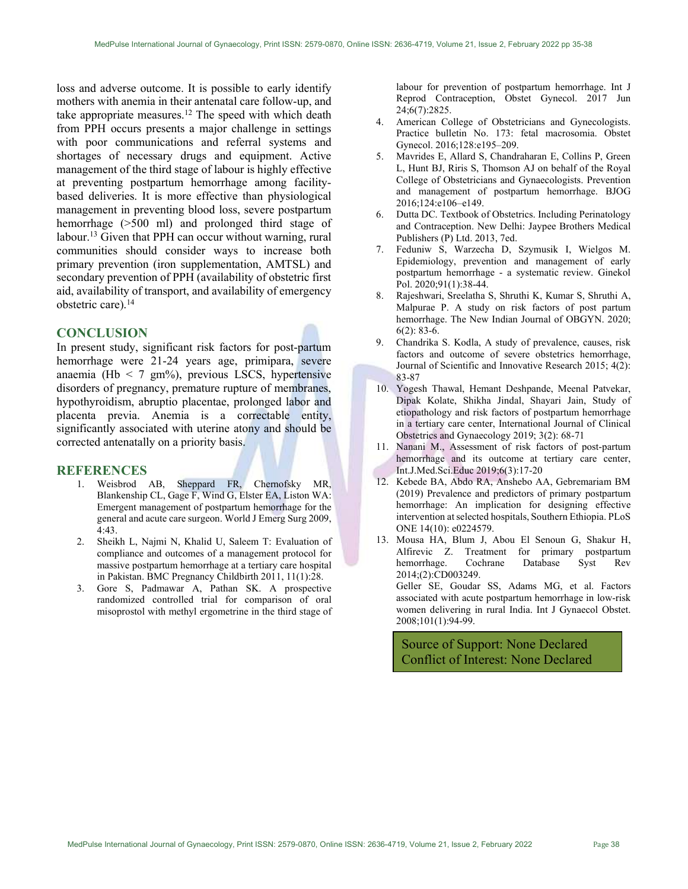loss and adverse outcome. It is possible to early identify mothers with anemia in their antenatal care follow-up, and take appropriate measures.[12] The speed with which death from PPH occurs presents a major challenge in settings with poor communications and referral systems and shortages of necessary drugs and equipment. Active management of the third stage of labour is highly effective at preventing postpartum hemorrhage among facility-based deliveries. It is more effective than physiological management in preventing blood loss, severe postpartum hemorrhage (>500 ml) and prolonged third stage of labour.[13] Given that PPH can occur without warning, rural communities should consider ways to increase both primary prevention (iron supplementation, AMTSL) and secondary prevention of PPH (availability of obstetric first aid, availability of transport, and availability of emergency obstetric care).[14]

## CONCLUSION

In present study, significant risk factors for post-partum hemorrhage were 21-24 years age, primipara, severe anaemia (Hb < 7 gm%), previous LSCS, hypertensive disorders of pregnancy, premature rupture of membranes, hypothyroidism, abruptio placentae, prolonged labor and placenta previa. Anemia is a correctable entity, significantly associated with uterine atony and should be corrected antenatally on a priority basis.

## REFERENCES

1. Weisbrod AB, Sheppard FR, Chernofsky MR, Blankenship CL, Gage F, Wind G, Elster EA, Liston WA: Emergent management of postpartum hemorrhage for the general and acute care surgeon. World J Emerg Surg 2009, 4:43.
2. Sheikh L, Najmi N, Khalid U, Saleem T: Evaluation of compliance and outcomes of a management protocol for massive postpartum hemorrhage at a tertiary care hospital in Pakistan. BMC Pregnancy Childbirth 2011, 11(1):28.
3. Gore S, Padmawar A, Pathan SK. A prospective randomized controlled trial for comparison of oral misoprostol with methyl ergometrine in the third stage of labour for prevention of postpartum hemorrhage. Int J Reprod Contraception, Obstet Gynecol. 2017 Jun 24;6(7):2825.
4. American College of Obstetricians and Gynecologists. Practice bulletin No. 173: fetal macrosomia. Obstet Gynecol. 2016;128:e195–209.
5. Mavrides E, Allard S, Chandraharan E, Collins P, Green L, Hunt BJ, Riris S, Thomson AJ on behalf of the Royal College of Obstetricians and Gynaecologists. Prevention and management of postpartum hemorrhage. BJOG 2016;124:e106–e149.
6. Dutta DC. Textbook of Obstetrics. Including Perinatology and Contraception. New Delhi: Jaypee Brothers Medical Publishers (P) Ltd. 2013, 7ed.
7. Feduniw S, Warzecha D, Szymusik I, Wielgos M. Epidemiology, prevention and management of early postpartum hemorrhage - a systematic review. Ginekol Pol. 2020;91(1):38-44.
8. Rajeshwari, Sreelatha S, Shruthi K, Kumar S, Shruthi A, Malpurae P. A study on risk factors of post partum hemorrhage. The New Indian Journal of OBGYN. 2020; 6(2): 83-6.
9. Chandrika S. Kodla, A study of prevalence, causes, risk factors and outcome of severe obstetrics hemorrhage, Journal of Scientific and Innovative Research 2015; 4(2): 83-87
10. Yogesh Thawal, Hemant Deshpande, Meenal Patvekar, Dipak Kolate, Shikha Jindal, Shayari Jain, Study of etiopathology and risk factors of postpartum hemorrhage in a tertiary care center, International Journal of Clinical Obstetrics and Gynaecology 2019; 3(2): 68-71
11. Nanani M., Assessment of risk factors of post-partum hemorrhage and its outcome at tertiary care center, Int.J.Med.Sci.Educ 2019;6(3):17-20
12. Kebede BA, Abdo RA, Anshebo AA, Gebremariam BM (2019) Prevalence and predictors of primary postpartum hemorrhage: An implication for designing effective intervention at selected hospitals, Southern Ethiopia. PLoS ONE 14(10): e0224579.
13. Mousa HA, Blum J, Abou El Senoun G, Shakur H, Alfirevic Z. Treatment for primary postpartum hemorrhage. Cochrane Database Syst Rev 2014;(2):CD003249.
    Geller SE, Goudar SS, Adams MG, et al. Factors associated with acute postpartum hemorrhage in low-risk women delivering in rural India. Int J Gynaecol Obstet. 2008;101(1):94-99.

Source of Support: None Declared
Conflict of Interest: None Declared